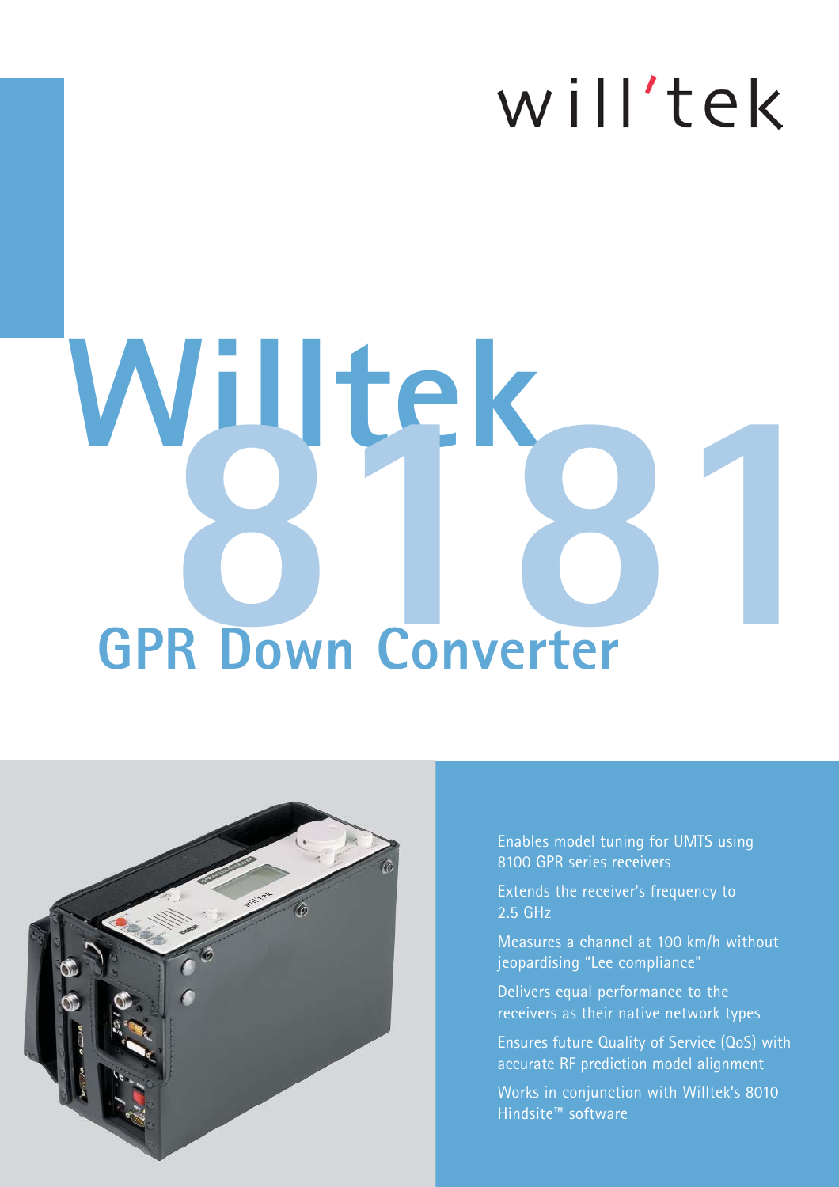will'tek

# Willtek 8181

## GPR Down Converter

- Enables model tuning for UMTS using 8100 GPR series receivers
- Extends the receiver's frequency to 2.5 GHz
- Measures a channel at 100 km/h without jeopardising "Lee compliance"
- Delivers equal performance to the receivers as their native network types
- Ensures future Quality of Service (QoS) with accurate RF prediction model alignment
- Works in conjunction with Willtek's 8010 Hindsite™ software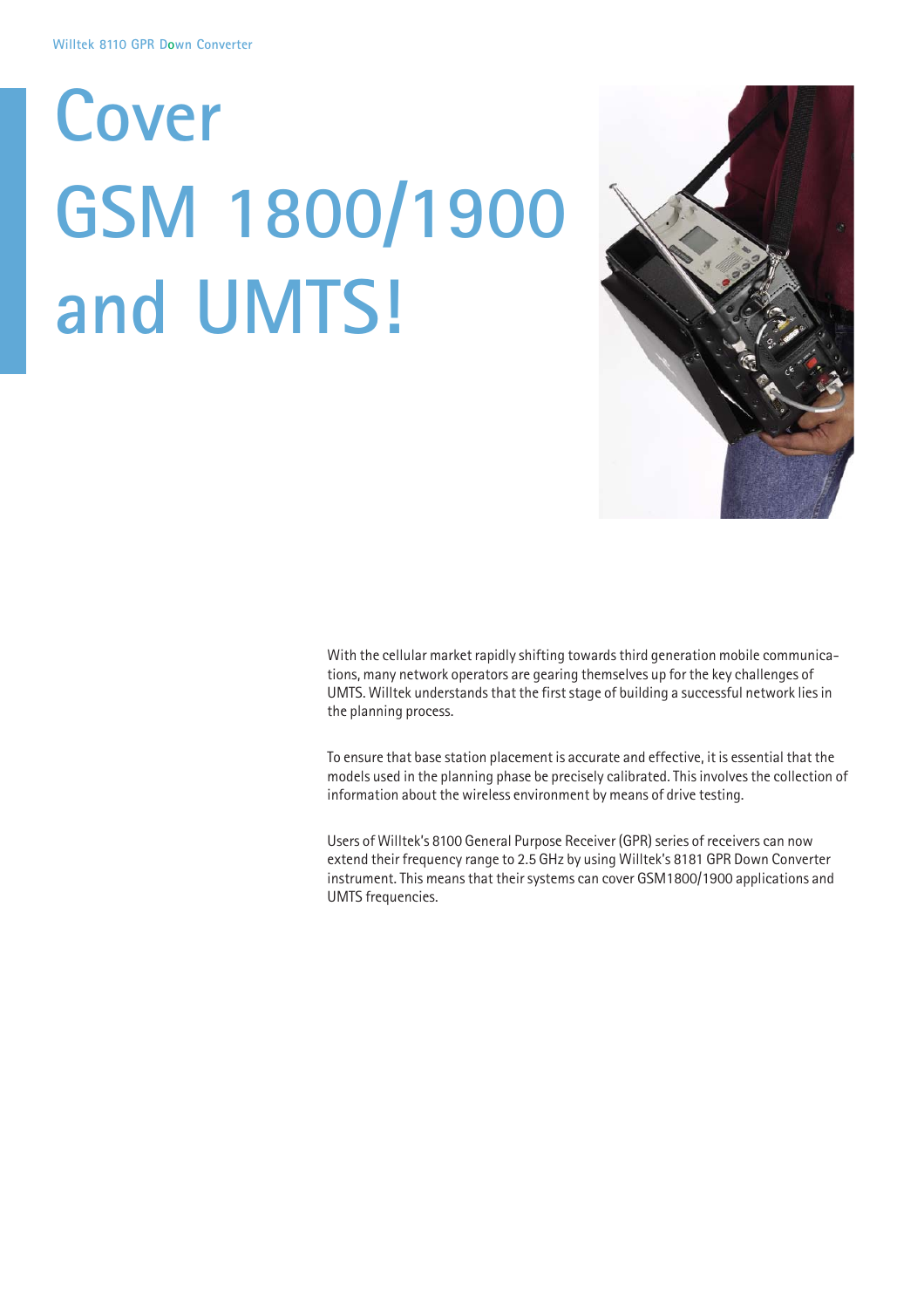# Cover GSM 1800/1900 and UMTS!

With the cellular market rapidly shifting towards third generation mobile communications, many network operators are gearing themselves up for the key challenges of UMTS. Willtek understands that the first stage of building a successful network lies in the planning process.

To ensure that base station placement is accurate and effective, it is essential that the models used in the planning phase be precisely calibrated. This involves the collection of information about the wireless environment by means of drive testing.

Users of Willtek's 8100 General Purpose Receiver (GPR) series of receivers can now extend their frequency range to 2.5 GHz by using Willtek's 8181 GPR Down Converter instrument. This means that their systems can cover GSM1800/1900 applications and UMTS frequencies.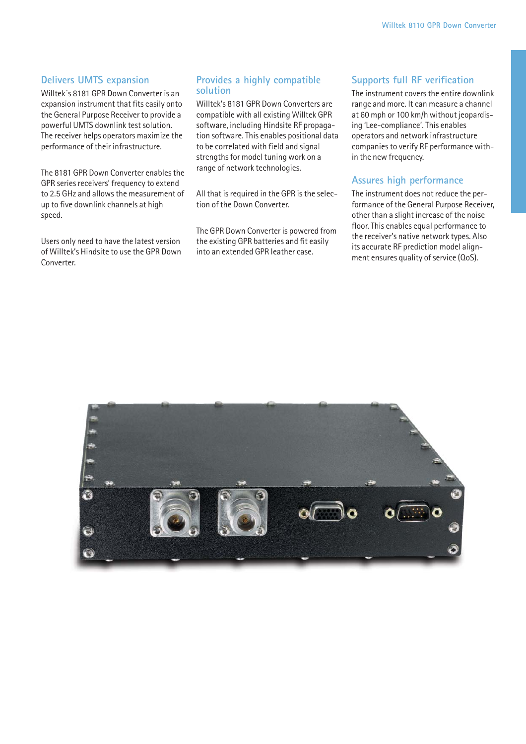## Delivers UMTS expansion

Willtek´s 8181 GPR Down Converter is an expansion instrument that fits easily onto the General Purpose Receiver to provide a powerful UMTS downlink test solution. The receiver helps operators maximize the performance of their infrastructure.

The 8181 GPR Down Converter enables the GPR series receivers' frequency to extend to 2.5 GHz and allows the measurement of up to five downlink channels at high speed.

Users only need to have the latest version of Willtek's Hindsite to use the GPR Down Converter.

## Provides a highly compatible solution

Willtek's 8181 GPR Down Converters are compatible with all existing Willtek GPR software, including Hindsite RF propagation software. This enables positional data to be correlated with field and signal strengths for model tuning work on a range of network technologies.

All that is required in the GPR is the selection of the Down Converter.

The GPR Down Converter is powered from the existing GPR batteries and fit easily into an extended GPR leather case.

## Supports full RF verification

The instrument covers the entire downlink range and more. It can measure a channel at 60 mph or 100 km/h without jeopardising 'Lee-compliance'. This enables operators and network infrastructure companies to verify RF performance within the new frequency.

## Assures high performance

The instrument does not reduce the performance of the General Purpose Receiver, other than a slight increase of the noise floor. This enables equal performance to the receiver's native network types. Also its accurate RF prediction model alignment ensures quality of service (QoS).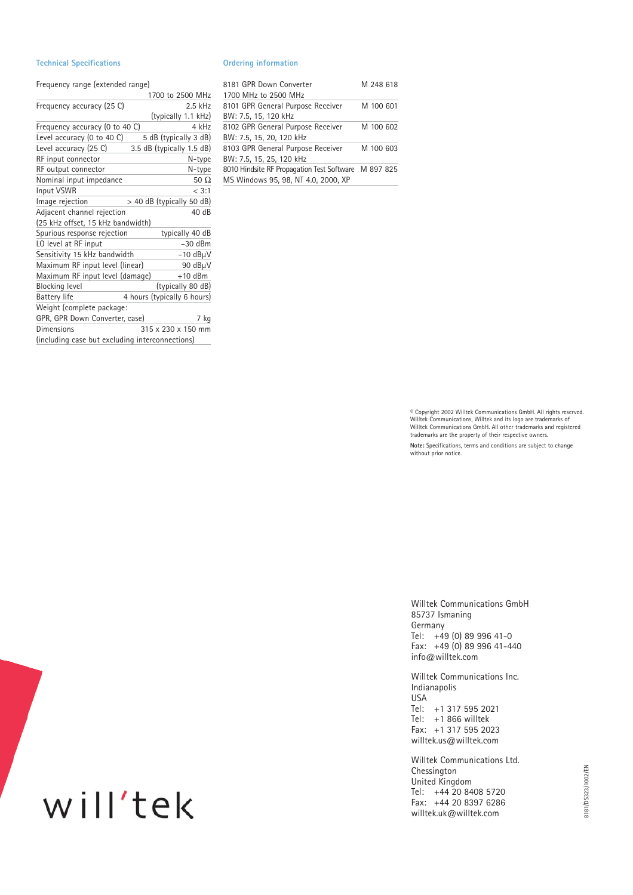## Technical Specifications

| | |
|---|---|
| Frequency range (extended range) | 1700 to 2500 MHz |
| Frequency accuracy (25 C) | 2.5 kHz (typically 1.1 kHz) |
| Frequency accuracy (0 to 40 C) | 4 kHz |
| Level accuracy (0 to 40 C) | 5 dB (typically 3 dB) |
| Level accuracy (25 C) | 3.5 dB (typically 1.5 dB) |
| RF input connector | N-type |
| RF output connector | N-type |
| Nominal input impedance | 50 Ω |
| Input VSWR | < 3:1 |
| Image rejection | > 40 dB (typically 50 dB) |
| Adjacent channel rejection (25 kHz offset, 15 kHz bandwidth) | 40 dB |
| Spurious response rejection | typically 40 dB |
| LO level at RF input | −30 dBm |
| Sensitivity 15 kHz bandwidth | −10 dBµV |
| Maximum RF input level (linear) | 90 dBµV |
| Maximum RF input level (damage) | +10 dBm |
| Blocking level | (typically 80 dB) |
| Battery life | 4 hours (typically 6 hours) |
| Weight (complete package: GPR, GPR Down Converter, case) | 7 kg |
| Dimensions (including case but excluding interconnections) | 315 x 230 x 150 mm |

## Ordering information

| | |
|---|---|
| 8181 GPR Down Converter 1700 MHz to 2500 MHz | M 248 618 |
| 8101 GPR General Purpose Receiver BW: 7.5, 15, 120 kHz | M 100 601 |
| 8102 GPR General Purpose Receiver BW: 7.5, 15, 20, 120 kHz | M 100 602 |
| 8103 GPR General Purpose Receiver BW: 7.5, 15, 25, 120 kHz | M 100 603 |
| 8010 Hindsite RF Propagation Test Software MS Windows 95, 98, NT 4.0, 2000, XP | M 897 825 |

© Copyright 2002 Willtek Communications GmbH. All rights reserved. Willtek Communications, Willtek and its logo are trademarks of Willtek Communications GmbH. All other trademarks and registered trademarks are the property of their respective owners.

**Note:** Specifications, terms and conditions are subject to change without prior notice.

will'tek

Willtek Communications GmbH
85737 Ismaning
Germany
Tel: +49 (0) 89 996 41-0
Fax: +49 (0) 89 996 41-440
info@willtek.com

Willtek Communications Inc.
Indianapolis
USA
Tel: +1 317 595 2021
Tel: +1 866 willtek
Fax: +1 317 595 2023
willtek.us@willtek.com

Willtek Communications Ltd.
Chessington
United Kingdom
Tel: +44 20 8408 5720
Fax: +44 20 8397 6286
willtek.uk@willtek.com

8181/DS323/1002/EN